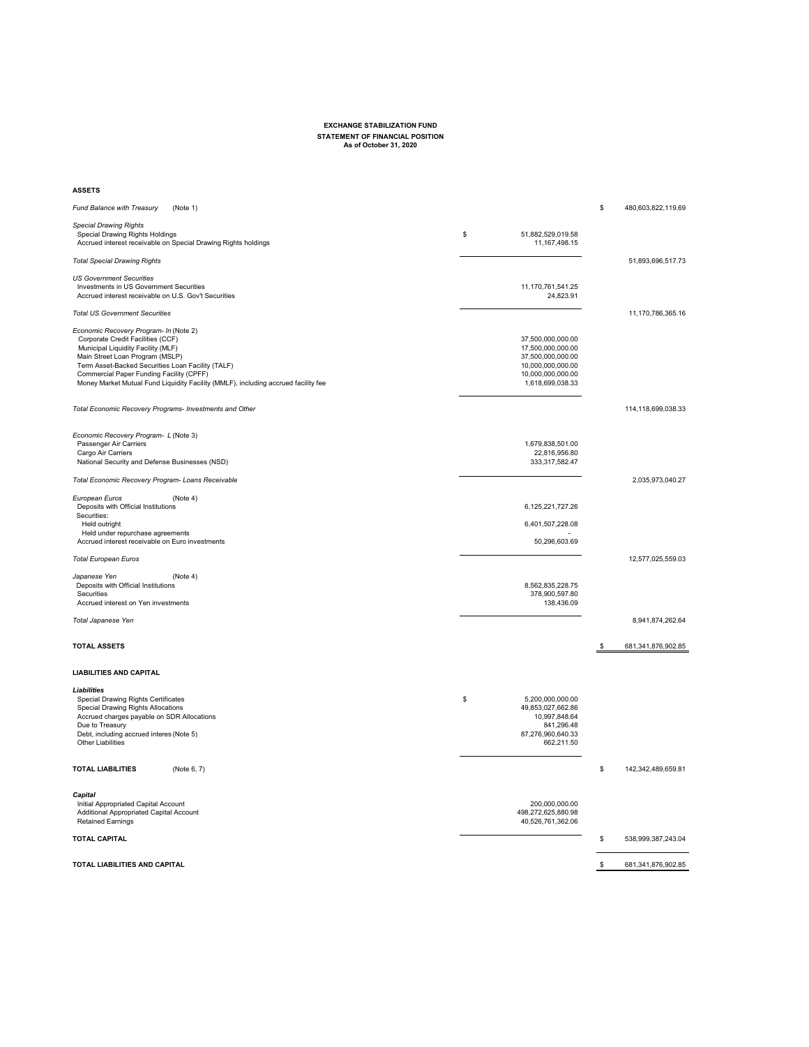**EXCHANGE STABILIZATION FUND**
**STATEMENT OF FINANCIAL POSITION**
**As of October 31, 2020**

**ASSETS**

| | | |
|---|---|---|
| *Fund Balance with Treasury* (Note 1) | | $ 480,603,822,119.69 |
| *Special Drawing Rights* | | |
| Special Drawing Rights Holdings | $ 51,882,529,019.58 | |
| Accrued interest receivable on Special Drawing Rights holdings | 11,167,498.15 | |
| *Total Special Drawing Rights* | | 51,893,696,517.73 |
| *US Government Securities* | | |
| Investments in US Government Securities | 11,170,761,541.25 | |
| Accrued interest receivable on U.S. Gov't Securities | 24,823.91 | |
| *Total US Government Securities* | | 11,170,786,365.16 |
| *Economic Recovery Program- In* (Note 2) | | |
| Corporate Credit Facilities (CCF) | 37,500,000,000.00 | |
| Municipal Liquidity Facility (MLF) | 17,500,000,000.00 | |
| Main Street Loan Program (MSLP) | 37,500,000,000.00 | |
| Term Asset-Backed Securities Loan Facility (TALF) | 10,000,000,000.00 | |
| Commercial Paper Funding Facility (CPFF) | 10,000,000,000.00 | |
| Money Market Mutual Fund Liquidity Facility (MMLF), including accrued facility fee | 1,618,699,038.33 | |
| *Total Economic Recovery Programs- Investments and Other* | | 114,118,699,038.33 |
| *Economic Recovery Program- L* (Note 3) | | |
| Passenger Air Carriers | 1,679,838,501.00 | |
| Cargo Air Carriers | 22,816,956.80 | |
| National Security and Defense Businesses (NSD) | 333,317,582.47 | |
| *Total Economic Recovery Program- Loans Receivable* | | 2,035,973,040.27 |
| *European Euros* (Note 4) | | |
| Deposits with Official Institutions | 6,125,221,727.26 | |
| Securities: | | |
| Held outright | 6,401,507,228.08 | |
| Held under repurchase agreements | - | |
| Accrued interest receivable on Euro investments | 50,296,603.69 | |
| *Total European Euros* | | 12,577,025,559.03 |
| *Japanese Yen* (Note 4) | | |
| Deposits with Official Institutions | 8,562,835,228.75 | |
| Securities | 378,900,597.80 | |
| Accrued interest on Yen investments | 138,436.09 | |
| *Total Japanese Yen* | | 8,941,874,262.64 |
| **TOTAL ASSETS** | | $ 681,341,876,902.85 |

**LIABILITIES AND CAPITAL**

| | | |
|---|---|---|
| ***Liabilities*** | | |
| Special Drawing Rights Certificates | $ 5,200,000,000.00 | |
| Special Drawing Rights Allocations | 49,853,027,662.86 | |
| Accrued charges payable on SDR Allocations | 10,997,848.64 | |
| Due to Treasury | 841,296.48 | |
| Debt, including accrued interes (Note 5) | 87,276,960,640.33 | |
| Other Liabilities | 662,211.50 | |
| **TOTAL LIABILITIES** (Note 6, 7) | | $ 142,342,489,659.81 |
| ***Capital*** | | |
| Initial Appropriated Capital Account | 200,000,000.00 | |
| Additional Appropriated Capital Account | 498,272,625,880.98 | |
| Retained Earnings | 40,526,761,362.06 | |
| **TOTAL CAPITAL** | | $ 538,999,387,243.04 |
| **TOTAL LIABILITIES AND CAPITAL** | | $ 681,341,876,902.85 |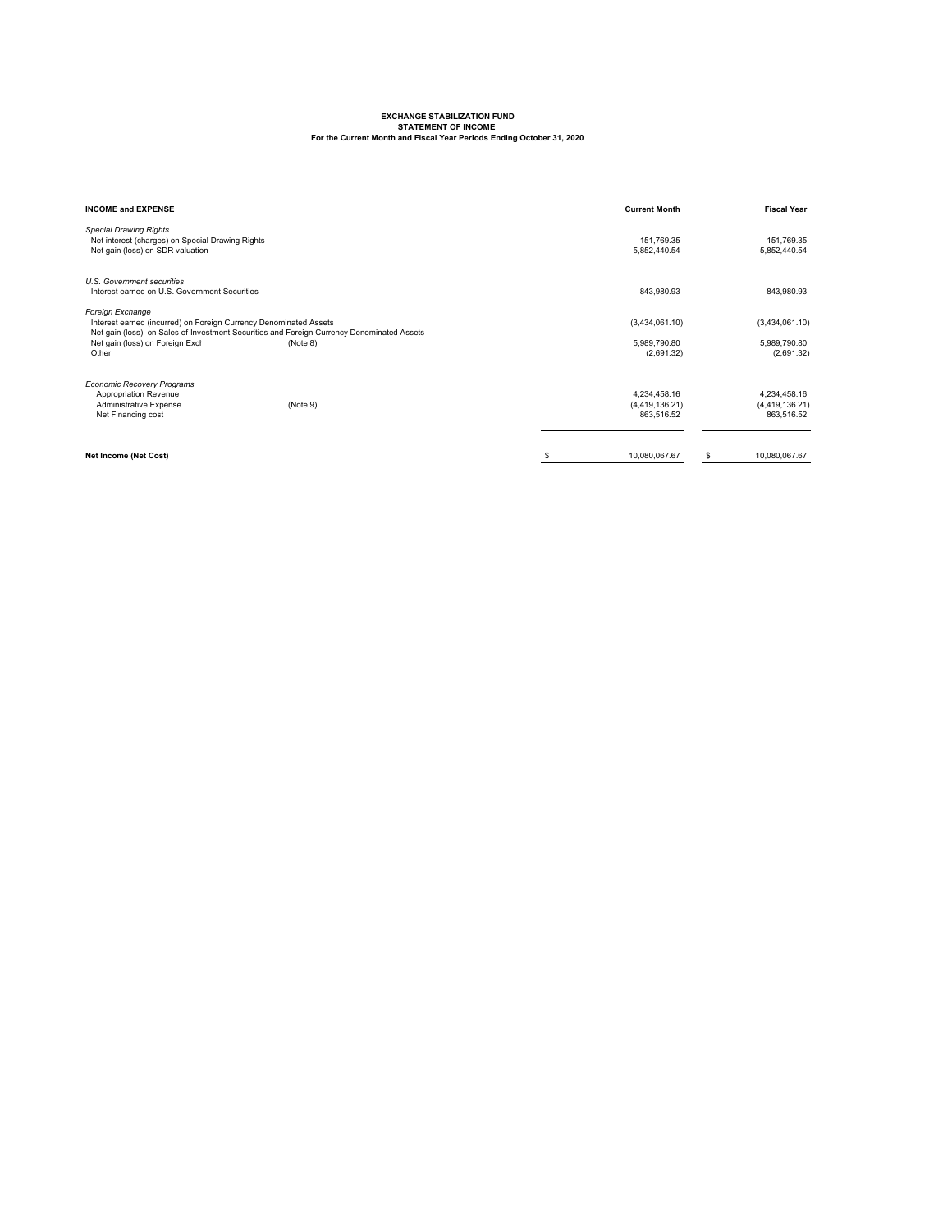**EXCHANGE STABILIZATION FUND**
**STATEMENT OF INCOME**
**For the Current Month and Fiscal Year Periods Ending October 31, 2020**

| **INCOME and EXPENSE** | | **Current Month** | **Fiscal Year** |
|---|---|---|---|
| *Special Drawing Rights* | | | |
| Net interest (charges) on Special Drawing Rights | | 151,769.35 | 151,769.35 |
| Net gain (loss) on SDR valuation | | 5,852,440.54 | 5,852,440.54 |
| *U.S. Government securities* | | | |
| Interest earned on U.S. Government Securities | | 843,980.93 | 843,980.93 |
| *Foreign Exchange* | | | |
| Interest earned (incurred) on Foreign Currency Denominated Assets | | (3,434,061.10) | (3,434,061.10) |
| Net gain (loss) on Sales of Investment Securities and Foreign Currency Denominated Assets | | - | - |
| Net gain (loss) on Foreign Exch | (Note 8) | 5,989,790.80 | 5,989,790.80 |
| Other | | (2,691.32) | (2,691.32) |
| *Economic Recovery Programs* | | | |
| Appropriation Revenue | | 4,234,458.16 | 4,234,458.16 |
| Administrative Expense | (Note 9) | (4,419,136.21) | (4,419,136.21) |
| Net Financing cost | | 863,516.52 | 863,516.52 |
| **Net Income (Net Cost)** | | $ 10,080,067.67 | $ 10,080,067.67 |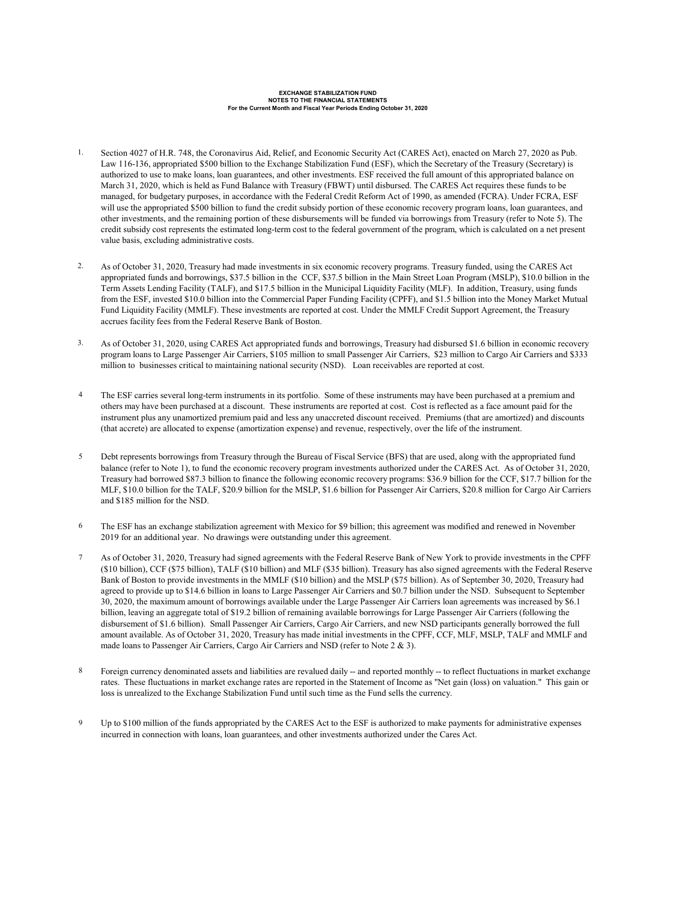**EXCHANGE STABILIZATION FUND**
**NOTES TO THE FINANCIAL STATEMENTS**
**For the Current Month and Fiscal Year Periods Ending October 31, 2020**

1. Section 4027 of H.R. 748, the Coronavirus Aid, Relief, and Economic Security Act (CARES Act), enacted on March 27, 2020 as Pub. Law 116-136, appropriated $500 billion to the Exchange Stabilization Fund (ESF), which the Secretary of the Treasury (Secretary) is authorized to use to make loans, loan guarantees, and other investments. ESF received the full amount of this appropriated balance on March 31, 2020, which is held as Fund Balance with Treasury (FBWT) until disbursed. The CARES Act requires these funds to be managed, for budgetary purposes, in accordance with the Federal Credit Reform Act of 1990, as amended (FCRA). Under FCRA, ESF will use the appropriated $500 billion to fund the credit subsidy portion of these economic recovery program loans, loan guarantees, and other investments, and the remaining portion of these disbursements will be funded via borrowings from Treasury (refer to Note 5). The credit subsidy cost represents the estimated long-term cost to the federal government of the program, which is calculated on a net present value basis, excluding administrative costs.

2. As of October 31, 2020, Treasury had made investments in six economic recovery programs. Treasury funded, using the CARES Act appropriated funds and borrowings, $37.5 billion in the CCF, $37.5 billion in the Main Street Loan Program (MSLP), $10.0 billion in the Term Assets Lending Facility (TALF), and $17.5 billion in the Municipal Liquidity Facility (MLF). In addition, Treasury, using funds from the ESF, invested $10.0 billion into the Commercial Paper Funding Facility (CPFF), and $1.5 billion into the Money Market Mutual Fund Liquidity Facility (MMLF). These investments are reported at cost. Under the MMLF Credit Support Agreement, the Treasury accrues facility fees from the Federal Reserve Bank of Boston.

3. As of October 31, 2020, using CARES Act appropriated funds and borrowings, Treasury had disbursed $1.6 billion in economic recovery program loans to Large Passenger Air Carriers, $105 million to small Passenger Air Carriers, $23 million to Cargo Air Carriers and $333 million to businesses critical to maintaining national security (NSD). Loan receivables are reported at cost.

4. The ESF carries several long-term instruments in its portfolio. Some of these instruments may have been purchased at a premium and others may have been purchased at a discount. These instruments are reported at cost. Cost is reflected as a face amount paid for the instrument plus any unamortized premium paid and less any unaccreted discount received. Premiums (that are amortized) and discounts (that accrete) are allocated to expense (amortization expense) and revenue, respectively, over the life of the instrument.

5. Debt represents borrowings from Treasury through the Bureau of Fiscal Service (BFS) that are used, along with the appropriated fund balance (refer to Note 1), to fund the economic recovery program investments authorized under the CARES Act. As of October 31, 2020, Treasury had borrowed $87.3 billion to finance the following economic recovery programs: $36.9 billion for the CCF, $17.7 billion for the MLF, $10.0 billion for the TALF, $20.9 billion for the MSLP, $1.6 billion for Passenger Air Carriers, $20.8 million for Cargo Air Carriers and $185 million for the NSD.

6. The ESF has an exchange stabilization agreement with Mexico for $9 billion; this agreement was modified and renewed in November 2019 for an additional year. No drawings were outstanding under this agreement.

7. As of October 31, 2020, Treasury had signed agreements with the Federal Reserve Bank of New York to provide investments in the CPFF ($10 billion), CCF ($75 billion), TALF ($10 billion) and MLF ($35 billion). Treasury has also signed agreements with the Federal Reserve Bank of Boston to provide investments in the MMLF ($10 billion) and the MSLP ($75 billion). As of September 30, 2020, Treasury had agreed to provide up to $14.6 billion in loans to Large Passenger Air Carriers and $0.7 billion under the NSD. Subsequent to September 30, 2020, the maximum amount of borrowings available under the Large Passenger Air Carriers loan agreements was increased by $6.1 billion, leaving an aggregate total of $19.2 billion of remaining available borrowings for Large Passenger Air Carriers (following the disbursement of $1.6 billion). Small Passenger Air Carriers, Cargo Air Carriers, and new NSD participants generally borrowed the full amount available. As of October 31, 2020, Treasury has made initial investments in the CPFF, CCF, MLF, MSLP, TALF and MMLF and made loans to Passenger Air Carriers, Cargo Air Carriers and NSD (refer to Note 2 & 3).

8. Foreign currency denominated assets and liabilities are revalued daily -- and reported monthly -- to reflect fluctuations in market exchange rates. These fluctuations in market exchange rates are reported in the Statement of Income as "Net gain (loss) on valuation." This gain or loss is unrealized to the Exchange Stabilization Fund until such time as the Fund sells the currency.

9. Up to $100 million of the funds appropriated by the CARES Act to the ESF is authorized to make payments for administrative expenses incurred in connection with loans, loan guarantees, and other investments authorized under the Cares Act.